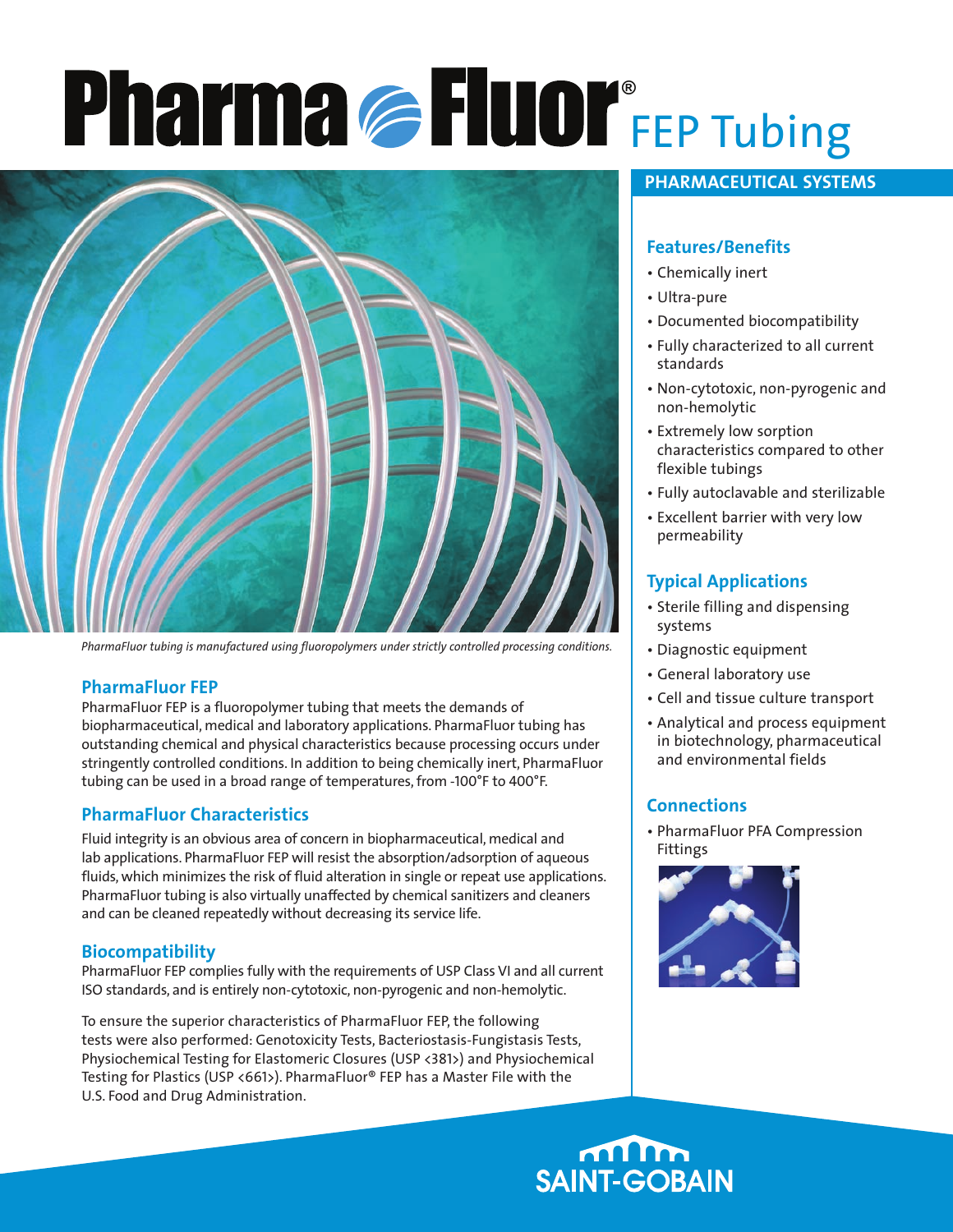# PharmaFluor® FEP Tubing

## PHARMACEUTICAL SYSTEMS

*PharmaFluor tubing is manufactured using fluoropolymers under strictly controlled processing conditions.*

### PharmaFluor FEP

PharmaFluor FEP is a fluoropolymer tubing that meets the demands of biopharmaceutical, medical and laboratory applications. PharmaFluor tubing has outstanding chemical and physical characteristics because processing occurs under stringently controlled conditions. In addition to being chemically inert, PharmaFluor tubing can be used in a broad range of temperatures, from -100°F to 400°F.

### PharmaFluor Characteristics

Fluid integrity is an obvious area of concern in biopharmaceutical, medical and lab applications. PharmaFluor FEP will resist the absorption/adsorption of aqueous fluids, which minimizes the risk of fluid alteration in single or repeat use applications. PharmaFluor tubing is also virtually unaffected by chemical sanitizers and cleaners and can be cleaned repeatedly without decreasing its service life.

### Biocompatibility

PharmaFluor FEP complies fully with the requirements of USP Class VI and all current ISO standards, and is entirely non-cytotoxic, non-pyrogenic and non-hemolytic.

To ensure the superior characteristics of PharmaFluor FEP, the following tests were also performed: Genotoxicity Tests, Bacteriostasis-Fungistasis Tests, Physiochemical Testing for Elastomeric Closures (USP <381>) and Physiochemical Testing for Plastics (USP <661>). PharmaFluor® FEP has a Master File with the U.S. Food and Drug Administration.

### Features/Benefits

- Chemically inert
- Ultra-pure
- Documented biocompatibility
- Fully characterized to all current standards
- Non-cytotoxic, non-pyrogenic and non-hemolytic
- Extremely low sorption characteristics compared to other flexible tubings
- Fully autoclavable and sterilizable
- Excellent barrier with very low permeability

### Typical Applications

- Sterile filling and dispensing systems
- Diagnostic equipment
- General laboratory use
- Cell and tissue culture transport
- Analytical and process equipment in biotechnology, pharmaceutical and environmental fields

### Connections

- PharmaFluor PFA Compression Fittings

SAINT-GOBAIN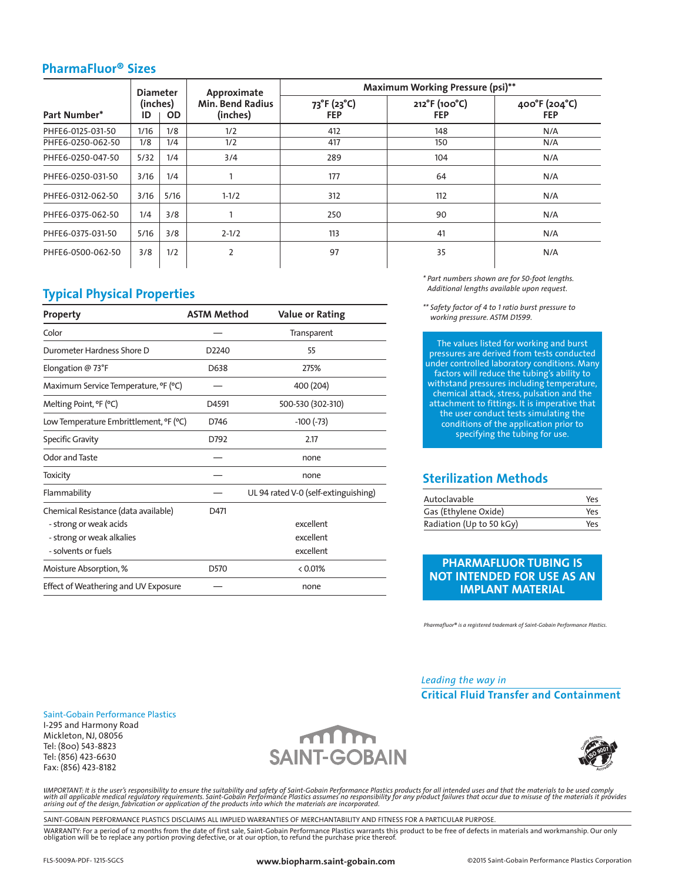## PharmaFluor® Sizes

| Part Number* | Diameter (inches) ID | Diameter (inches) OD | Approximate Min. Bend Radius (inches) | Maximum Working Pressure (psi)** 73°F (23°C) FEP | 212°F (100°C) FEP | 400°F (204°C) FEP |
|---|---|---|---|---|---|---|
| PHFE6-0125-031-50 | 1/16 | 1/8 | 1/2 | 412 | 148 | N/A |
| PHFE6-0250-062-50 | 1/8 | 1/4 | 1/2 | 417 | 150 | N/A |
| PHFE6-0250-047-50 | 5/32 | 1/4 | 3/4 | 289 | 104 | N/A |
| PHFE6-0250-031-50 | 3/16 | 1/4 | 1 | 177 | 64 | N/A |
| PHFE6-0312-062-50 | 3/16 | 5/16 | 1-1/2 | 312 | 112 | N/A |
| PHFE6-0375-062-50 | 1/4 | 3/8 | 1 | 250 | 90 | N/A |
| PHFE6-0375-031-50 | 5/16 | 3/8 | 2-1/2 | 113 | 41 | N/A |
| PHFE6-0500-062-50 | 3/8 | 1/2 | 2 | 97 | 35 | N/A |

*\* Part numbers shown are for 50-foot lengths. Additional lengths available upon request.*

*\*\* Safety factor of 4 to 1 ratio burst pressure to working pressure. ASTM D1599.*

## Typical Physical Properties

| Property | ASTM Method | Value or Rating |
|---|---|---|
| Color | — | Transparent |
| Durometer Hardness Shore D | D2240 | 55 |
| Elongation @ 73°F | D638 | 275% |
| Maximum Service Temperature, °F (°C) | — | 400 (204) |
| Melting Point, °F (°C) | D4591 | 500-530 (302-310) |
| Low Temperature Embrittlement, °F (°C) | D746 | -100 (-73) |
| Specific Gravity | D792 | 2.17 |
| Odor and Taste | — | none |
| Toxicity | — | none |
| Flammability | — | UL 94 rated V-0 (self-extinguishing) |
| Chemical Resistance (data available) | D471 | |
| - strong or weak acids | | excellent |
| - strong or weak alkalies | | excellent |
| - solvents or fuels | | excellent |
| Moisture Absorption, % | D570 | < 0.01% |
| Effect of Weathering and UV Exposure | — | none |

The values listed for working and burst pressures are derived from tests conducted under controlled laboratory conditions. Many factors will reduce the tubing's ability to withstand pressures including temperature, chemical attack, stress, pulsation and the attachment to fittings. It is imperative that the user conduct tests simulating the conditions of the application prior to specifying the tubing for use.

## Sterilization Methods

| | |
|---|---|
| Autoclavable | Yes |
| Gas (Ethylene Oxide) | Yes |
| Radiation (Up to 50 kGy) | Yes |

**PHARMAFLUOR TUBING IS NOT INTENDED FOR USE AS AN IMPLANT MATERIAL**

*Pharmafluor® is a registered trademark of Saint-Gobain Performance Plastics.*

*Leading the way in*

**Critical Fluid Transfer and Containment**

Saint-Gobain Performance Plastics
I-295 and Harmony Road
Mickleton, NJ, 08056
Tel: (800) 543-8823
Tel: (856) 423-6630
Fax: (856) 423-8182

SAINT-GOBAIN

*IMPORTANT: It is the user's responsibility to ensure the suitability and safety of Saint-Gobain Performance Plastics products for all intended uses and that the materials to be used comply with all applicable medical regulatory requirements. Saint-Gobain Performance Plastics assumes no responsibility for any product failures that occur due to misuse of the materials it provides arising out of the design, fabrication or application of the products into which the materials are incorporated.*

SAINT-GOBAIN PERFORMANCE PLASTICS DISCLAIMS ALL IMPLIED WARRANTIES OF MERCHANTABILITY AND FITNESS FOR A PARTICULAR PURPOSE.

WARRANTY: For a period of 12 months from the date of first sale, Saint-Gobain Performance Plastics warrants this product to be free of defects in materials and workmanship. Our only obligation will be to replace any portion proving defective, or at our option, to refund the purchase price thereof.

FLS-5009A-PDF- 1215-SGCS

**www.biopharm.saint-gobain.com**

©2015 Saint-Gobain Performance Plastics Corporation